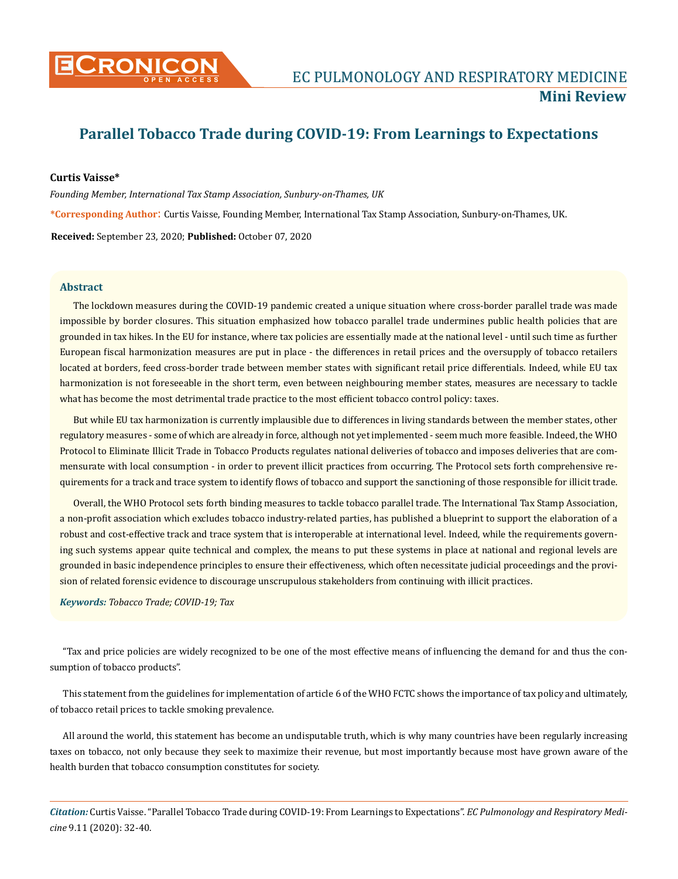# Parallel Tobacco Trade during COVID-19: From Learnings to Expectations

**Curtis Vaisse***

*Founding Member, International Tax Stamp Association, Sunbury-on-Thames, UK*

***Corresponding Author**: Curtis Vaisse, Founding Member, International Tax Stamp Association, Sunbury-on-Thames, UK.

**Received:** September 23, 2020; **Published:** October 07, 2020

## Abstract

The lockdown measures during the COVID-19 pandemic created a unique situation where cross-border parallel trade was made impossible by border closures. This situation emphasized how tobacco parallel trade undermines public health policies that are grounded in tax hikes. In the EU for instance, where tax policies are essentially made at the national level - until such time as further European fiscal harmonization measures are put in place - the differences in retail prices and the oversupply of tobacco retailers located at borders, feed cross-border trade between member states with significant retail price differentials. Indeed, while EU tax harmonization is not foreseeable in the short term, even between neighbouring member states, measures are necessary to tackle what has become the most detrimental trade practice to the most efficient tobacco control policy: taxes.

But while EU tax harmonization is currently implausible due to differences in living standards between the member states, other regulatory measures - some of which are already in force, although not yet implemented - seem much more feasible. Indeed, the WHO Protocol to Eliminate Illicit Trade in Tobacco Products regulates national deliveries of tobacco and imposes deliveries that are commensurate with local consumption - in order to prevent illicit practices from occurring. The Protocol sets forth comprehensive requirements for a track and trace system to identify flows of tobacco and support the sanctioning of those responsible for illicit trade.

Overall, the WHO Protocol sets forth binding measures to tackle tobacco parallel trade. The International Tax Stamp Association, a non-profit association which excludes tobacco industry-related parties, has published a blueprint to support the elaboration of a robust and cost-effective track and trace system that is interoperable at international level. Indeed, while the requirements governing such systems appear quite technical and complex, the means to put these systems in place at national and regional levels are grounded in basic independence principles to ensure their effectiveness, which often necessitate judicial proceedings and the provision of related forensic evidence to discourage unscrupulous stakeholders from continuing with illicit practices.

***Keywords:*** *Tobacco Trade; COVID-19; Tax*

"Tax and price policies are widely recognized to be one of the most effective means of influencing the demand for and thus the consumption of tobacco products".

This statement from the guidelines for implementation of article 6 of the WHO FCTC shows the importance of tax policy and ultimately, of tobacco retail prices to tackle smoking prevalence.

All around the world, this statement has become an undisputable truth, which is why many countries have been regularly increasing taxes on tobacco, not only because they seek to maximize their revenue, but most importantly because most have grown aware of the health burden that tobacco consumption constitutes for society.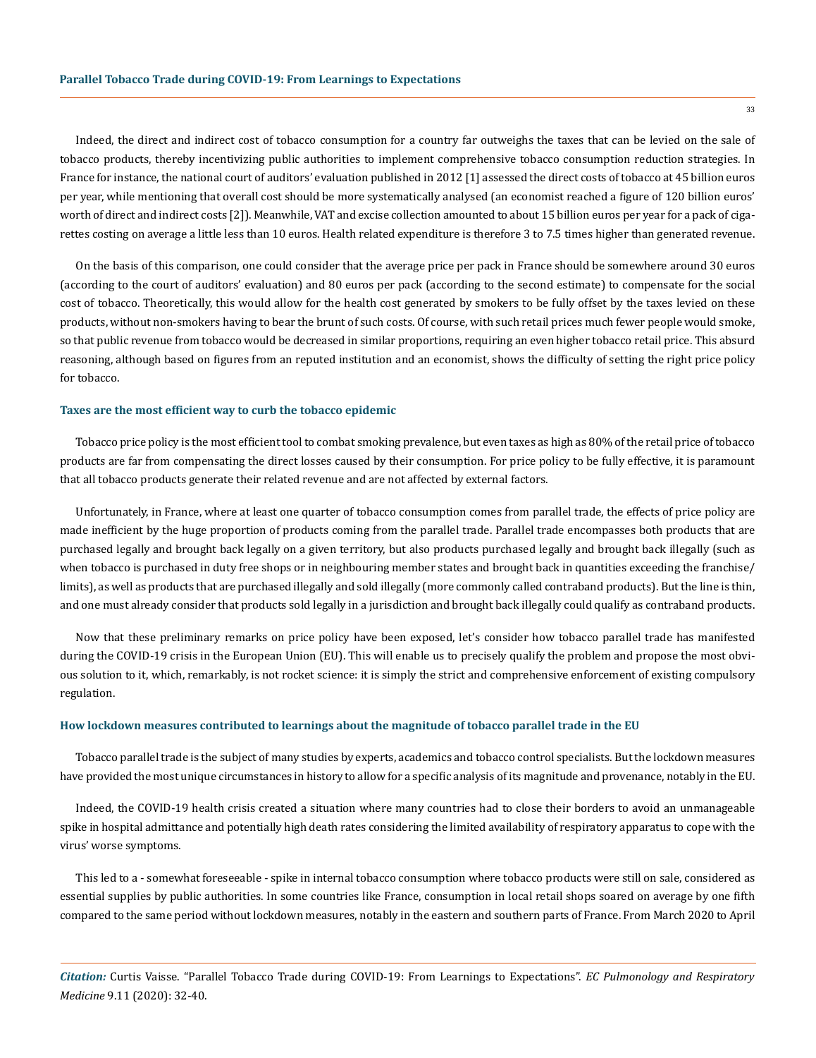Indeed, the direct and indirect cost of tobacco consumption for a country far outweighs the taxes that can be levied on the sale of tobacco products, thereby incentivizing public authorities to implement comprehensive tobacco consumption reduction strategies. In France for instance, the national court of auditors' evaluation published in 2012 [1] assessed the direct costs of tobacco at 45 billion euros per year, while mentioning that overall cost should be more systematically analysed (an economist reached a figure of 120 billion euros' worth of direct and indirect costs [2]). Meanwhile, VAT and excise collection amounted to about 15 billion euros per year for a pack of cigarettes costing on average a little less than 10 euros. Health related expenditure is therefore 3 to 7.5 times higher than generated revenue.

On the basis of this comparison, one could consider that the average price per pack in France should be somewhere around 30 euros (according to the court of auditors' evaluation) and 80 euros per pack (according to the second estimate) to compensate for the social cost of tobacco. Theoretically, this would allow for the health cost generated by smokers to be fully offset by the taxes levied on these products, without non-smokers having to bear the brunt of such costs. Of course, with such retail prices much fewer people would smoke, so that public revenue from tobacco would be decreased in similar proportions, requiring an even higher tobacco retail price. This absurd reasoning, although based on figures from an reputed institution and an economist, shows the difficulty of setting the right price policy for tobacco.

### Taxes are the most efficient way to curb the tobacco epidemic

Tobacco price policy is the most efficient tool to combat smoking prevalence, but even taxes as high as 80% of the retail price of tobacco products are far from compensating the direct losses caused by their consumption. For price policy to be fully effective, it is paramount that all tobacco products generate their related revenue and are not affected by external factors.

Unfortunately, in France, where at least one quarter of tobacco consumption comes from parallel trade, the effects of price policy are made inefficient by the huge proportion of products coming from the parallel trade. Parallel trade encompasses both products that are purchased legally and brought back legally on a given territory, but also products purchased legally and brought back illegally (such as when tobacco is purchased in duty free shops or in neighbouring member states and brought back in quantities exceeding the franchise/limits), as well as products that are purchased illegally and sold illegally (more commonly called contraband products). But the line is thin, and one must already consider that products sold legally in a jurisdiction and brought back illegally could qualify as contraband products.

Now that these preliminary remarks on price policy have been exposed, let's consider how tobacco parallel trade has manifested during the COVID-19 crisis in the European Union (EU). This will enable us to precisely qualify the problem and propose the most obvious solution to it, which, remarkably, is not rocket science: it is simply the strict and comprehensive enforcement of existing compulsory regulation.

### How lockdown measures contributed to learnings about the magnitude of tobacco parallel trade in the EU

Tobacco parallel trade is the subject of many studies by experts, academics and tobacco control specialists. But the lockdown measures have provided the most unique circumstances in history to allow for a specific analysis of its magnitude and provenance, notably in the EU.

Indeed, the COVID-19 health crisis created a situation where many countries had to close their borders to avoid an unmanageable spike in hospital admittance and potentially high death rates considering the limited availability of respiratory apparatus to cope with the virus' worse symptoms.

This led to a - somewhat foreseeable - spike in internal tobacco consumption where tobacco products were still on sale, considered as essential supplies by public authorities. In some countries like France, consumption in local retail shops soared on average by one fifth compared to the same period without lockdown measures, notably in the eastern and southern parts of France. From March 2020 to April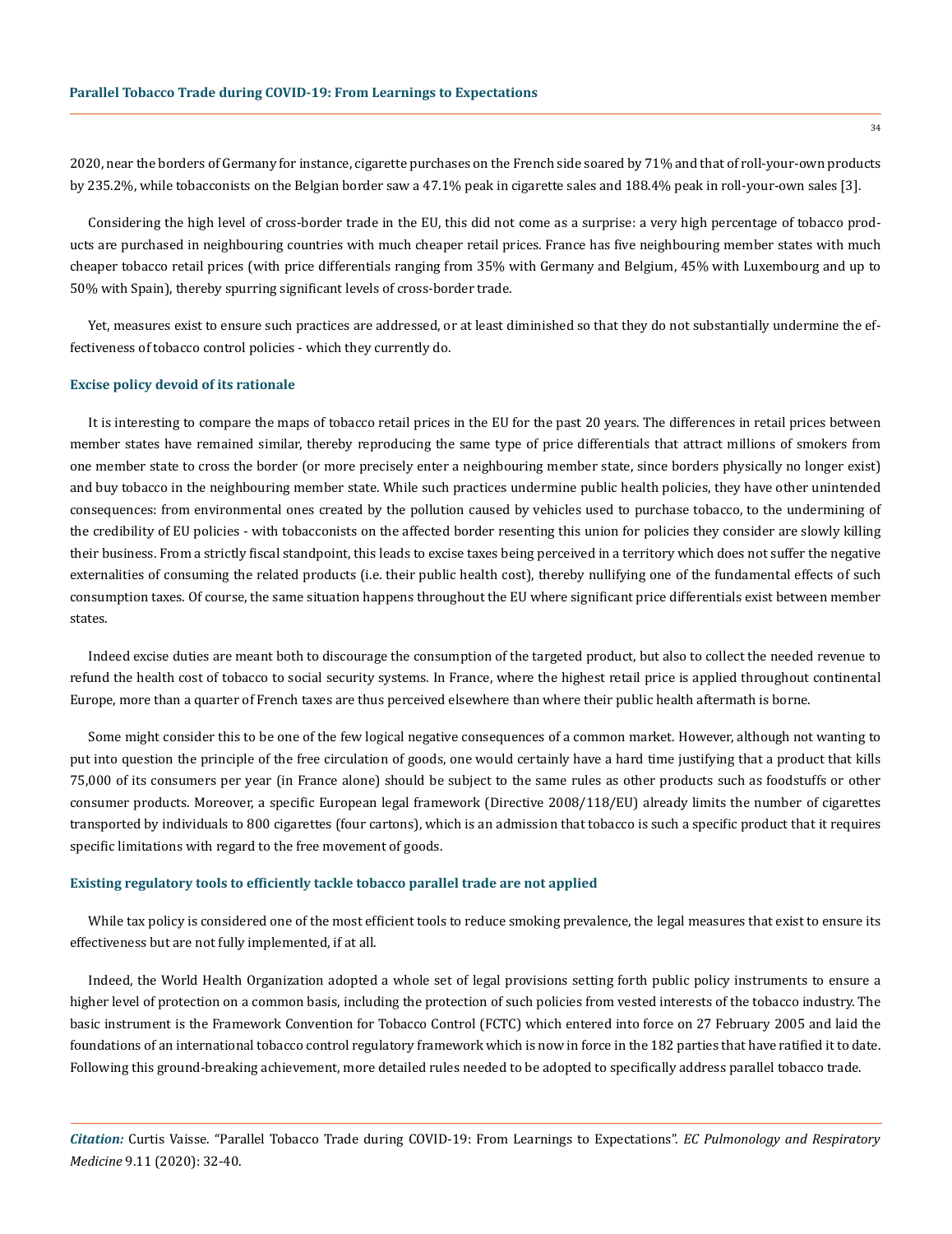2020, near the borders of Germany for instance, cigarette purchases on the French side soared by 71% and that of roll-your-own products by 235.2%, while tobacconists on the Belgian border saw a 47.1% peak in cigarette sales and 188.4% peak in roll-your-own sales [3].

Considering the high level of cross-border trade in the EU, this did not come as a surprise: a very high percentage of tobacco products are purchased in neighbouring countries with much cheaper retail prices. France has five neighbouring member states with much cheaper tobacco retail prices (with price differentials ranging from 35% with Germany and Belgium, 45% with Luxembourg and up to 50% with Spain), thereby spurring significant levels of cross-border trade.

Yet, measures exist to ensure such practices are addressed, or at least diminished so that they do not substantially undermine the effectiveness of tobacco control policies - which they currently do.

### Excise policy devoid of its rationale

It is interesting to compare the maps of tobacco retail prices in the EU for the past 20 years. The differences in retail prices between member states have remained similar, thereby reproducing the same type of price differentials that attract millions of smokers from one member state to cross the border (or more precisely enter a neighbouring member state, since borders physically no longer exist) and buy tobacco in the neighbouring member state. While such practices undermine public health policies, they have other unintended consequences: from environmental ones created by the pollution caused by vehicles used to purchase tobacco, to the undermining of the credibility of EU policies - with tobacconists on the affected border resenting this union for policies they consider are slowly killing their business. From a strictly fiscal standpoint, this leads to excise taxes being perceived in a territory which does not suffer the negative externalities of consuming the related products (i.e. their public health cost), thereby nullifying one of the fundamental effects of such consumption taxes. Of course, the same situation happens throughout the EU where significant price differentials exist between member states.

Indeed excise duties are meant both to discourage the consumption of the targeted product, but also to collect the needed revenue to refund the health cost of tobacco to social security systems. In France, where the highest retail price is applied throughout continental Europe, more than a quarter of French taxes are thus perceived elsewhere than where their public health aftermath is borne.

Some might consider this to be one of the few logical negative consequences of a common market. However, although not wanting to put into question the principle of the free circulation of goods, one would certainly have a hard time justifying that a product that kills 75,000 of its consumers per year (in France alone) should be subject to the same rules as other products such as foodstuffs or other consumer products. Moreover, a specific European legal framework (Directive 2008/118/EU) already limits the number of cigarettes transported by individuals to 800 cigarettes (four cartons), which is an admission that tobacco is such a specific product that it requires specific limitations with regard to the free movement of goods.

### Existing regulatory tools to efficiently tackle tobacco parallel trade are not applied

While tax policy is considered one of the most efficient tools to reduce smoking prevalence, the legal measures that exist to ensure its effectiveness but are not fully implemented, if at all.

Indeed, the World Health Organization adopted a whole set of legal provisions setting forth public policy instruments to ensure a higher level of protection on a common basis, including the protection of such policies from vested interests of the tobacco industry. The basic instrument is the Framework Convention for Tobacco Control (FCTC) which entered into force on 27 February 2005 and laid the foundations of an international tobacco control regulatory framework which is now in force in the 182 parties that have ratified it to date. Following this ground-breaking achievement, more detailed rules needed to be adopted to specifically address parallel tobacco trade.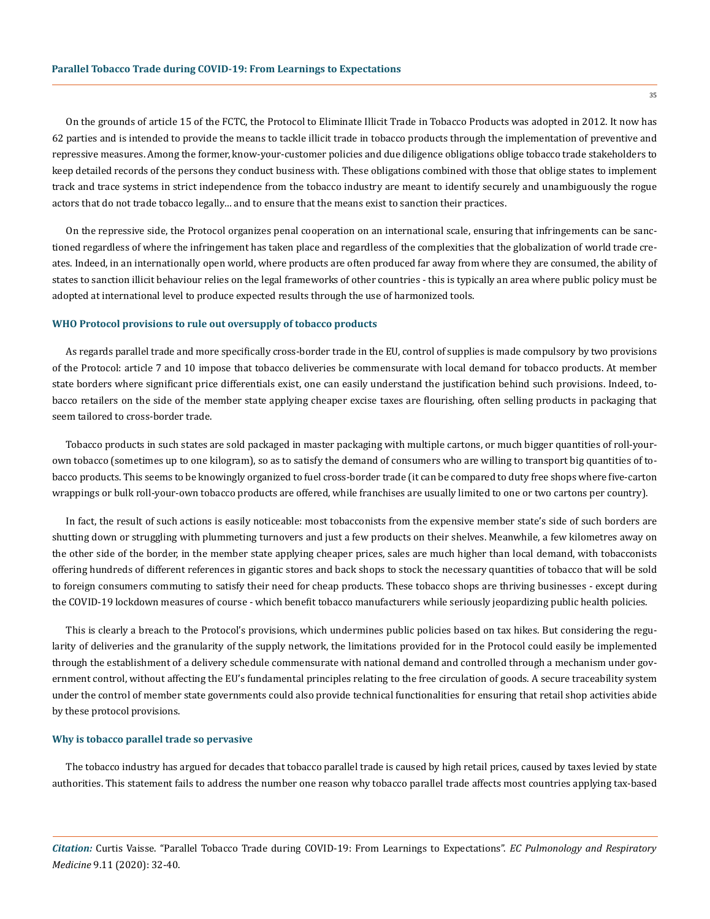On the grounds of article 15 of the FCTC, the Protocol to Eliminate Illicit Trade in Tobacco Products was adopted in 2012. It now has 62 parties and is intended to provide the means to tackle illicit trade in tobacco products through the implementation of preventive and repressive measures. Among the former, know-your-customer policies and due diligence obligations oblige tobacco trade stakeholders to keep detailed records of the persons they conduct business with. These obligations combined with those that oblige states to implement track and trace systems in strict independence from the tobacco industry are meant to identify securely and unambiguously the rogue actors that do not trade tobacco legally… and to ensure that the means exist to sanction their practices.

On the repressive side, the Protocol organizes penal cooperation on an international scale, ensuring that infringements can be sanctioned regardless of where the infringement has taken place and regardless of the complexities that the globalization of world trade creates. Indeed, in an internationally open world, where products are often produced far away from where they are consumed, the ability of states to sanction illicit behaviour relies on the legal frameworks of other countries - this is typically an area where public policy must be adopted at international level to produce expected results through the use of harmonized tools.

### WHO Protocol provisions to rule out oversupply of tobacco products

As regards parallel trade and more specifically cross-border trade in the EU, control of supplies is made compulsory by two provisions of the Protocol: article 7 and 10 impose that tobacco deliveries be commensurate with local demand for tobacco products. At member state borders where significant price differentials exist, one can easily understand the justification behind such provisions. Indeed, tobacco retailers on the side of the member state applying cheaper excise taxes are flourishing, often selling products in packaging that seem tailored to cross-border trade.

Tobacco products in such states are sold packaged in master packaging with multiple cartons, or much bigger quantities of roll-your-own tobacco (sometimes up to one kilogram), so as to satisfy the demand of consumers who are willing to transport big quantities of tobacco products. This seems to be knowingly organized to fuel cross-border trade (it can be compared to duty free shops where five-carton wrappings or bulk roll-your-own tobacco products are offered, while franchises are usually limited to one or two cartons per country).

In fact, the result of such actions is easily noticeable: most tobacconists from the expensive member state's side of such borders are shutting down or struggling with plummeting turnovers and just a few products on their shelves. Meanwhile, a few kilometres away on the other side of the border, in the member state applying cheaper prices, sales are much higher than local demand, with tobacconists offering hundreds of different references in gigantic stores and back shops to stock the necessary quantities of tobacco that will be sold to foreign consumers commuting to satisfy their need for cheap products. These tobacco shops are thriving businesses - except during the COVID-19 lockdown measures of course - which benefit tobacco manufacturers while seriously jeopardizing public health policies.

This is clearly a breach to the Protocol's provisions, which undermines public policies based on tax hikes. But considering the regularity of deliveries and the granularity of the supply network, the limitations provided for in the Protocol could easily be implemented through the establishment of a delivery schedule commensurate with national demand and controlled through a mechanism under government control, without affecting the EU's fundamental principles relating to the free circulation of goods. A secure traceability system under the control of member state governments could also provide technical functionalities for ensuring that retail shop activities abide by these protocol provisions.

### Why is tobacco parallel trade so pervasive

The tobacco industry has argued for decades that tobacco parallel trade is caused by high retail prices, caused by taxes levied by state authorities. This statement fails to address the number one reason why tobacco parallel trade affects most countries applying tax-based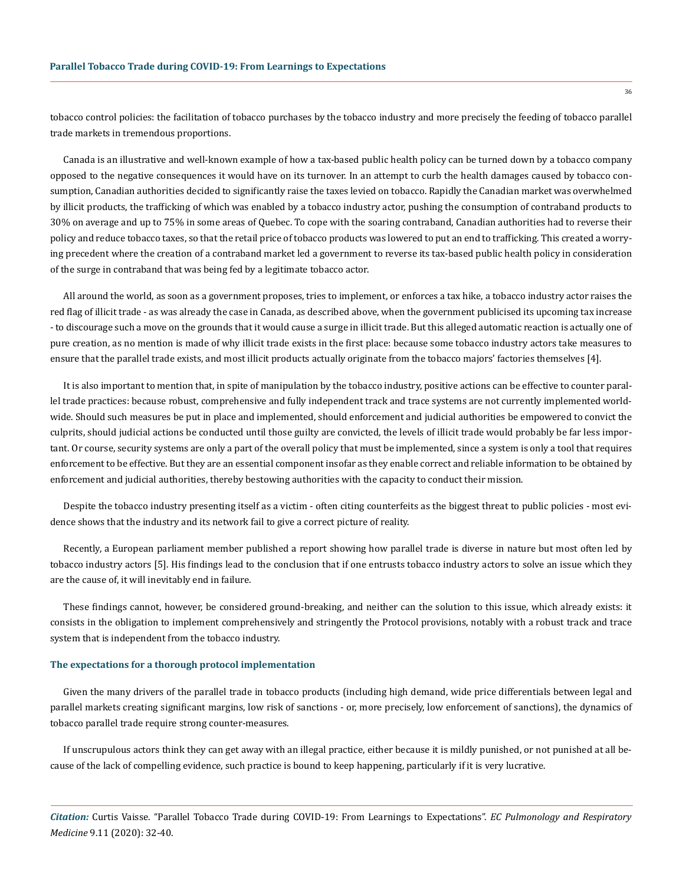tobacco control policies: the facilitation of tobacco purchases by the tobacco industry and more precisely the feeding of tobacco parallel trade markets in tremendous proportions.

Canada is an illustrative and well-known example of how a tax-based public health policy can be turned down by a tobacco company opposed to the negative consequences it would have on its turnover. In an attempt to curb the health damages caused by tobacco consumption, Canadian authorities decided to significantly raise the taxes levied on tobacco. Rapidly the Canadian market was overwhelmed by illicit products, the trafficking of which was enabled by a tobacco industry actor, pushing the consumption of contraband products to 30% on average and up to 75% in some areas of Quebec. To cope with the soaring contraband, Canadian authorities had to reverse their policy and reduce tobacco taxes, so that the retail price of tobacco products was lowered to put an end to trafficking. This created a worrying precedent where the creation of a contraband market led a government to reverse its tax-based public health policy in consideration of the surge in contraband that was being fed by a legitimate tobacco actor.

All around the world, as soon as a government proposes, tries to implement, or enforces a tax hike, a tobacco industry actor raises the red flag of illicit trade - as was already the case in Canada, as described above, when the government publicised its upcoming tax increase - to discourage such a move on the grounds that it would cause a surge in illicit trade. But this alleged automatic reaction is actually one of pure creation, as no mention is made of why illicit trade exists in the first place: because some tobacco industry actors take measures to ensure that the parallel trade exists, and most illicit products actually originate from the tobacco majors' factories themselves [4].

It is also important to mention that, in spite of manipulation by the tobacco industry, positive actions can be effective to counter parallel trade practices: because robust, comprehensive and fully independent track and trace systems are not currently implemented worldwide. Should such measures be put in place and implemented, should enforcement and judicial authorities be empowered to convict the culprits, should judicial actions be conducted until those guilty are convicted, the levels of illicit trade would probably be far less important. Or course, security systems are only a part of the overall policy that must be implemented, since a system is only a tool that requires enforcement to be effective. But they are an essential component insofar as they enable correct and reliable information to be obtained by enforcement and judicial authorities, thereby bestowing authorities with the capacity to conduct their mission.

Despite the tobacco industry presenting itself as a victim - often citing counterfeits as the biggest threat to public policies - most evidence shows that the industry and its network fail to give a correct picture of reality.

Recently, a European parliament member published a report showing how parallel trade is diverse in nature but most often led by tobacco industry actors [5]. His findings lead to the conclusion that if one entrusts tobacco industry actors to solve an issue which they are the cause of, it will inevitably end in failure.

These findings cannot, however, be considered ground-breaking, and neither can the solution to this issue, which already exists: it consists in the obligation to implement comprehensively and stringently the Protocol provisions, notably with a robust track and trace system that is independent from the tobacco industry.

## The expectations for a thorough protocol implementation

Given the many drivers of the parallel trade in tobacco products (including high demand, wide price differentials between legal and parallel markets creating significant margins, low risk of sanctions - or, more precisely, low enforcement of sanctions), the dynamics of tobacco parallel trade require strong counter-measures.

If unscrupulous actors think they can get away with an illegal practice, either because it is mildly punished, or not punished at all because of the lack of compelling evidence, such practice is bound to keep happening, particularly if it is very lucrative.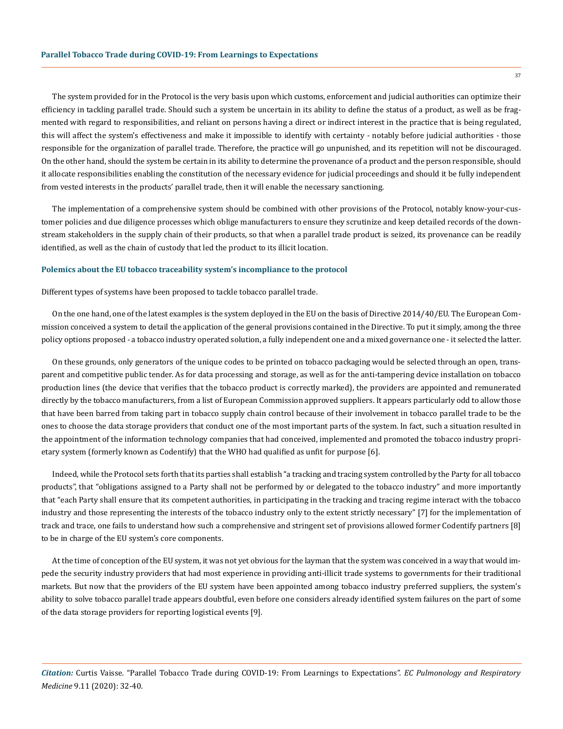The system provided for in the Protocol is the very basis upon which customs, enforcement and judicial authorities can optimize their efficiency in tackling parallel trade. Should such a system be uncertain in its ability to define the status of a product, as well as be fragmented with regard to responsibilities, and reliant on persons having a direct or indirect interest in the practice that is being regulated, this will affect the system's effectiveness and make it impossible to identify with certainty - notably before judicial authorities - those responsible for the organization of parallel trade. Therefore, the practice will go unpunished, and its repetition will not be discouraged. On the other hand, should the system be certain in its ability to determine the provenance of a product and the person responsible, should it allocate responsibilities enabling the constitution of the necessary evidence for judicial proceedings and should it be fully independent from vested interests in the products' parallel trade, then it will enable the necessary sanctioning.

The implementation of a comprehensive system should be combined with other provisions of the Protocol, notably know-your-customer policies and due diligence processes which oblige manufacturers to ensure they scrutinize and keep detailed records of the downstream stakeholders in the supply chain of their products, so that when a parallel trade product is seized, its provenance can be readily identified, as well as the chain of custody that led the product to its illicit location.

### Polemics about the EU tobacco traceability system's incompliance to the protocol

Different types of systems have been proposed to tackle tobacco parallel trade.

On the one hand, one of the latest examples is the system deployed in the EU on the basis of Directive 2014/40/EU. The European Commission conceived a system to detail the application of the general provisions contained in the Directive. To put it simply, among the three policy options proposed - a tobacco industry operated solution, a fully independent one and a mixed governance one - it selected the latter.

On these grounds, only generators of the unique codes to be printed on tobacco packaging would be selected through an open, transparent and competitive public tender. As for data processing and storage, as well as for the anti-tampering device installation on tobacco production lines (the device that verifies that the tobacco product is correctly marked), the providers are appointed and remunerated directly by the tobacco manufacturers, from a list of European Commission approved suppliers. It appears particularly odd to allow those that have been barred from taking part in tobacco supply chain control because of their involvement in tobacco parallel trade to be the ones to choose the data storage providers that conduct one of the most important parts of the system. In fact, such a situation resulted in the appointment of the information technology companies that had conceived, implemented and promoted the tobacco industry proprietary system (formerly known as Codentify) that the WHO had qualified as unfit for purpose [6].

Indeed, while the Protocol sets forth that its parties shall establish "a tracking and tracing system controlled by the Party for all tobacco products", that "obligations assigned to a Party shall not be performed by or delegated to the tobacco industry" and more importantly that "each Party shall ensure that its competent authorities, in participating in the tracking and tracing regime interact with the tobacco industry and those representing the interests of the tobacco industry only to the extent strictly necessary" [7] for the implementation of track and trace, one fails to understand how such a comprehensive and stringent set of provisions allowed former Codentify partners [8] to be in charge of the EU system's core components.

At the time of conception of the EU system, it was not yet obvious for the layman that the system was conceived in a way that would impede the security industry providers that had most experience in providing anti-illicit trade systems to governments for their traditional markets. But now that the providers of the EU system have been appointed among tobacco industry preferred suppliers, the system's ability to solve tobacco parallel trade appears doubtful, even before one considers already identified system failures on the part of some of the data storage providers for reporting logistical events [9].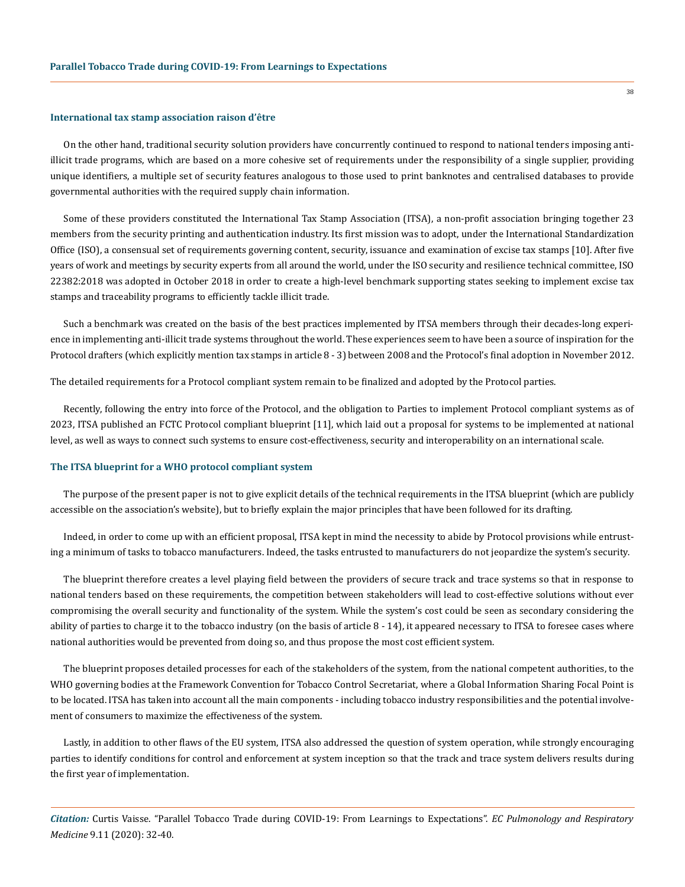### International tax stamp association raison d'être

On the other hand, traditional security solution providers have concurrently continued to respond to national tenders imposing anti-illicit trade programs, which are based on a more cohesive set of requirements under the responsibility of a single supplier, providing unique identifiers, a multiple set of security features analogous to those used to print banknotes and centralised databases to provide governmental authorities with the required supply chain information.

Some of these providers constituted the International Tax Stamp Association (ITSA), a non-profit association bringing together 23 members from the security printing and authentication industry. Its first mission was to adopt, under the International Standardization Office (ISO), a consensual set of requirements governing content, security, issuance and examination of excise tax stamps [10]. After five years of work and meetings by security experts from all around the world, under the ISO security and resilience technical committee, ISO 22382:2018 was adopted in October 2018 in order to create a high-level benchmark supporting states seeking to implement excise tax stamps and traceability programs to efficiently tackle illicit trade.

Such a benchmark was created on the basis of the best practices implemented by ITSA members through their decades-long experience in implementing anti-illicit trade systems throughout the world. These experiences seem to have been a source of inspiration for the Protocol drafters (which explicitly mention tax stamps in article 8 - 3) between 2008 and the Protocol's final adoption in November 2012.

The detailed requirements for a Protocol compliant system remain to be finalized and adopted by the Protocol parties.

Recently, following the entry into force of the Protocol, and the obligation to Parties to implement Protocol compliant systems as of 2023, ITSA published an FCTC Protocol compliant blueprint [11], which laid out a proposal for systems to be implemented at national level, as well as ways to connect such systems to ensure cost-effectiveness, security and interoperability on an international scale.

### The ITSA blueprint for a WHO protocol compliant system

The purpose of the present paper is not to give explicit details of the technical requirements in the ITSA blueprint (which are publicly accessible on the association's website), but to briefly explain the major principles that have been followed for its drafting.

Indeed, in order to come up with an efficient proposal, ITSA kept in mind the necessity to abide by Protocol provisions while entrusting a minimum of tasks to tobacco manufacturers. Indeed, the tasks entrusted to manufacturers do not jeopardize the system's security.

The blueprint therefore creates a level playing field between the providers of secure track and trace systems so that in response to national tenders based on these requirements, the competition between stakeholders will lead to cost-effective solutions without ever compromising the overall security and functionality of the system. While the system's cost could be seen as secondary considering the ability of parties to charge it to the tobacco industry (on the basis of article 8 - 14), it appeared necessary to ITSA to foresee cases where national authorities would be prevented from doing so, and thus propose the most cost efficient system.

The blueprint proposes detailed processes for each of the stakeholders of the system, from the national competent authorities, to the WHO governing bodies at the Framework Convention for Tobacco Control Secretariat, where a Global Information Sharing Focal Point is to be located. ITSA has taken into account all the main components - including tobacco industry responsibilities and the potential involvement of consumers to maximize the effectiveness of the system.

Lastly, in addition to other flaws of the EU system, ITSA also addressed the question of system operation, while strongly encouraging parties to identify conditions for control and enforcement at system inception so that the track and trace system delivers results during the first year of implementation.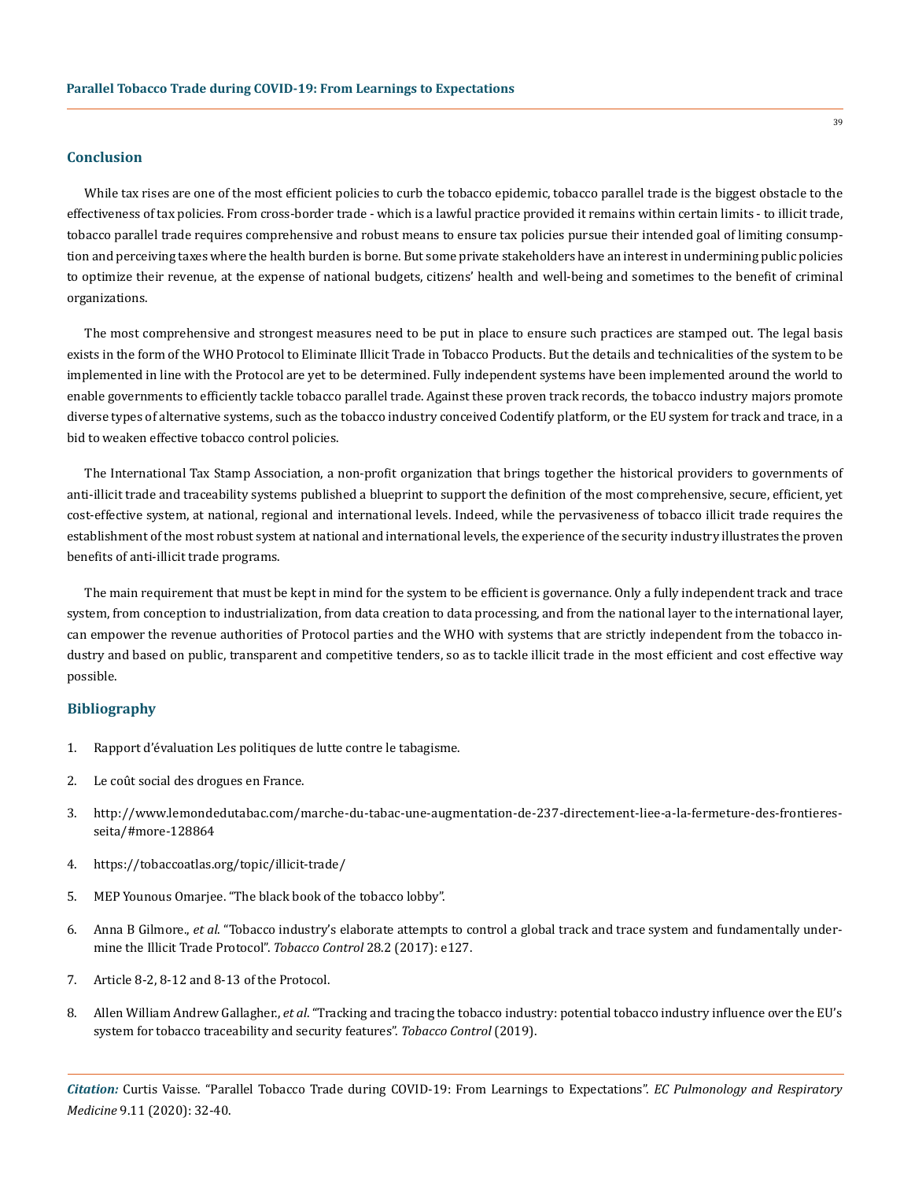## Conclusion

While tax rises are one of the most efficient policies to curb the tobacco epidemic, tobacco parallel trade is the biggest obstacle to the effectiveness of tax policies. From cross-border trade - which is a lawful practice provided it remains within certain limits - to illicit trade, tobacco parallel trade requires comprehensive and robust means to ensure tax policies pursue their intended goal of limiting consumption and perceiving taxes where the health burden is borne. But some private stakeholders have an interest in undermining public policies to optimize their revenue, at the expense of national budgets, citizens' health and well-being and sometimes to the benefit of criminal organizations.

The most comprehensive and strongest measures need to be put in place to ensure such practices are stamped out. The legal basis exists in the form of the WHO Protocol to Eliminate Illicit Trade in Tobacco Products. But the details and technicalities of the system to be implemented in line with the Protocol are yet to be determined. Fully independent systems have been implemented around the world to enable governments to efficiently tackle tobacco parallel trade. Against these proven track records, the tobacco industry majors promote diverse types of alternative systems, such as the tobacco industry conceived Codentify platform, or the EU system for track and trace, in a bid to weaken effective tobacco control policies.

The International Tax Stamp Association, a non-profit organization that brings together the historical providers to governments of anti-illicit trade and traceability systems published a blueprint to support the definition of the most comprehensive, secure, efficient, yet cost-effective system, at national, regional and international levels. Indeed, while the pervasiveness of tobacco illicit trade requires the establishment of the most robust system at national and international levels, the experience of the security industry illustrates the proven benefits of anti-illicit trade programs.

The main requirement that must be kept in mind for the system to be efficient is governance. Only a fully independent track and trace system, from conception to industrialization, from data creation to data processing, and from the national layer to the international layer, can empower the revenue authorities of Protocol parties and the WHO with systems that are strictly independent from the tobacco industry and based on public, transparent and competitive tenders, so as to tackle illicit trade in the most efficient and cost effective way possible.

## Bibliography

1. Rapport d'évaluation Les politiques de lutte contre le tabagisme.
2. Le coût social des drogues en France.
3. http://www.lemondedutabac.com/marche-du-tabac-une-augmentation-de-237-directement-liee-a-la-fermeture-des-frontieres-seita/#more-128864
4. https://tobaccoatlas.org/topic/illicit-trade/
5. MEP Younous Omarjee. "The black book of the tobacco lobby".
6. Anna B Gilmore., *et al*. "Tobacco industry's elaborate attempts to control a global track and trace system and fundamentally undermine the Illicit Trade Protocol". *Tobacco Control* 28.2 (2017): e127.
7. Article 8-2, 8-12 and 8-13 of the Protocol.
8. Allen William Andrew Gallagher., *et al*. "Tracking and tracing the tobacco industry: potential tobacco industry influence over the EU's system for tobacco traceability and security features". *Tobacco Control* (2019).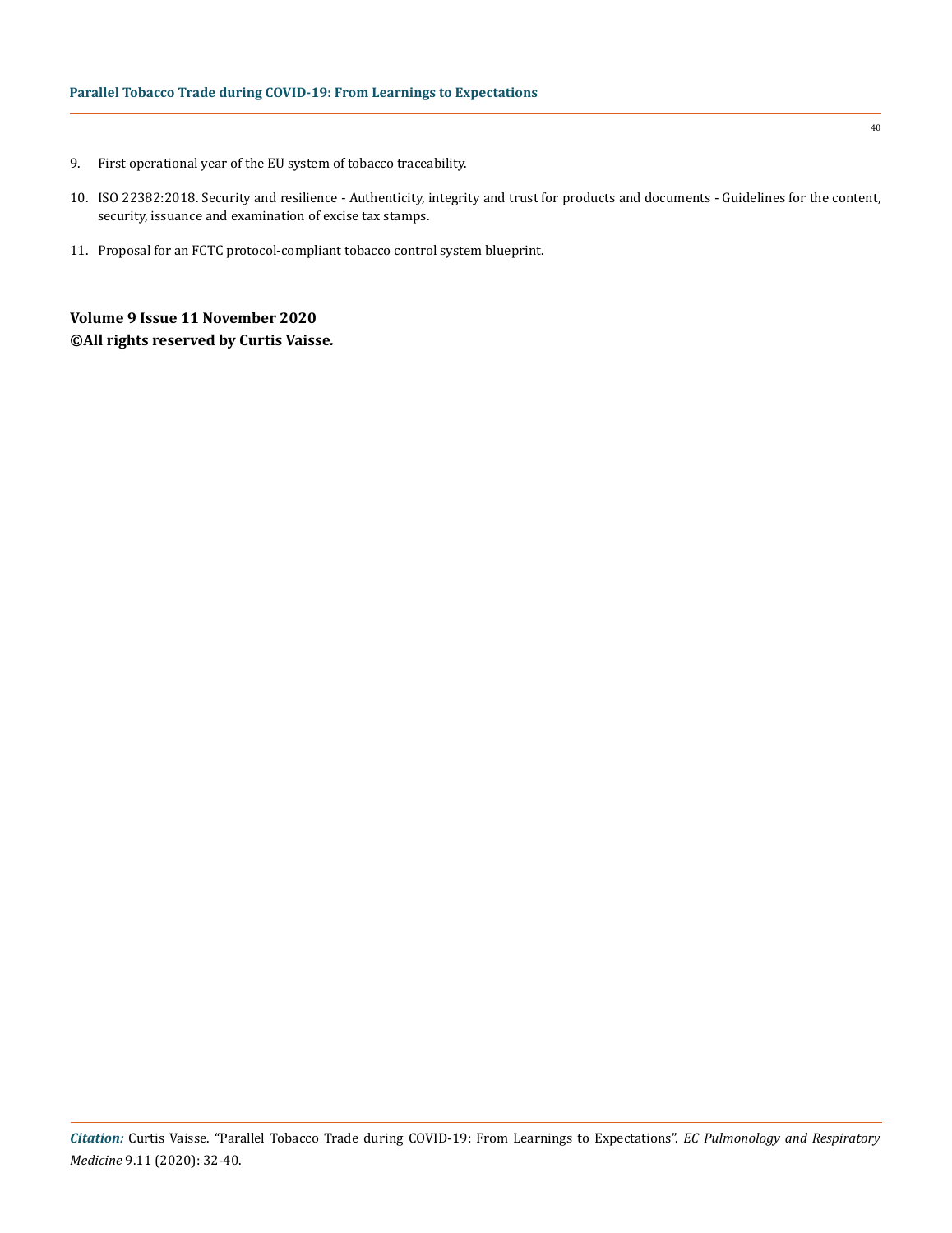9. First operational year of the EU system of tobacco traceability.

10. ISO 22382:2018. Security and resilience - Authenticity, integrity and trust for products and documents - Guidelines for the content, security, issuance and examination of excise tax stamps.

11. Proposal for an FCTC protocol-compliant tobacco control system blueprint.

**Volume 9 Issue 11 November 2020**
**©All rights reserved by Curtis Vaisse.**